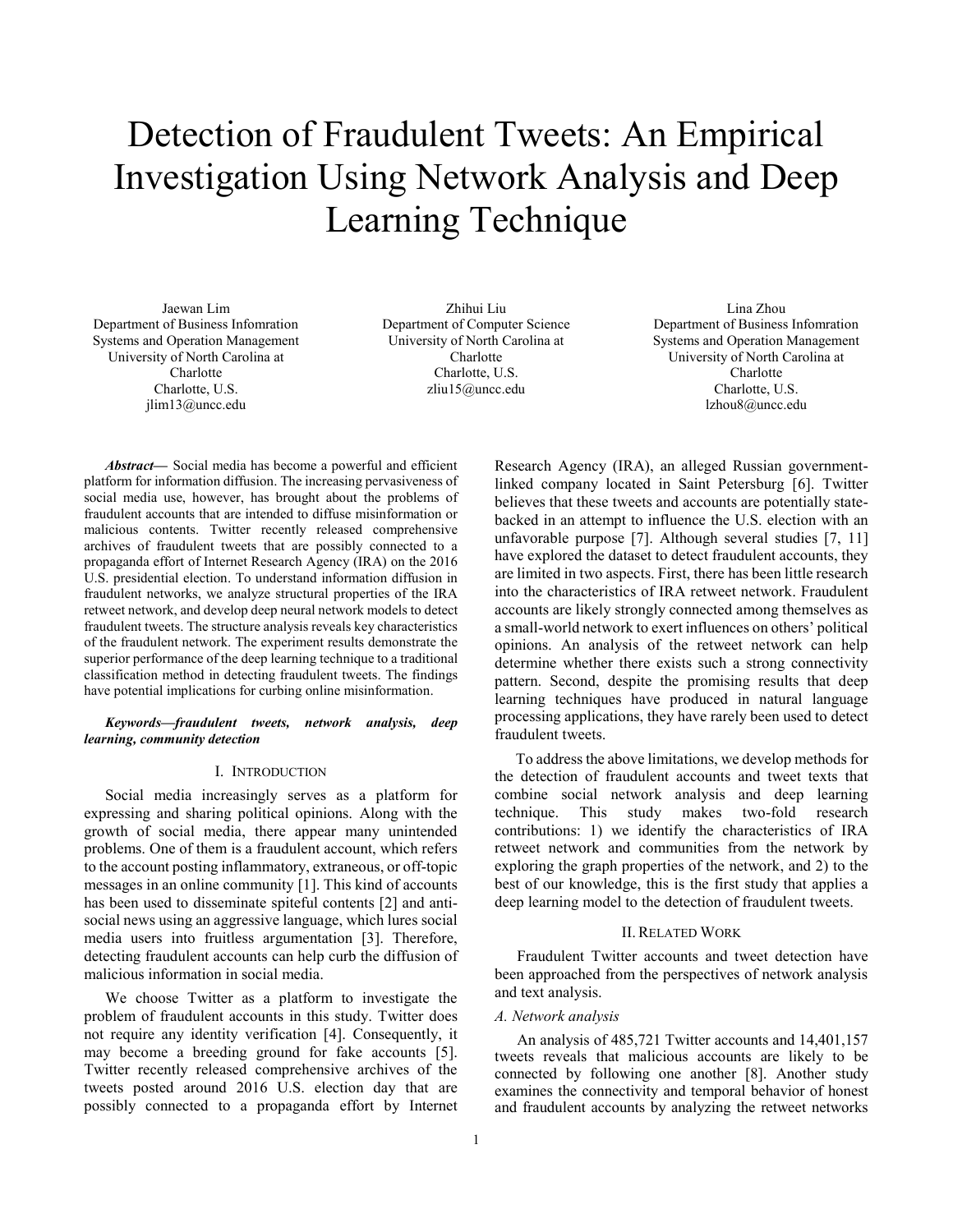# Detection of Fraudulent Tweets: An Empirical Investigation Using Network Analysis and Deep Learning Technique

Jaewan Lim
Department of Business Infomration Systems and Operation Management
University of North Carolina at Charlotte
Charlotte, U.S.
jlim13@uncc.edu

Zhihui Liu
Department of Computer Science
University of North Carolina at Charlotte
Charlotte, U.S.
zliu15@uncc.edu

Lina Zhou
Department of Business Infomration Systems and Operation Management
University of North Carolina at Charlotte
Charlotte, U.S.
lzhou8@uncc.edu

***Abstract*****—** Social media has become a powerful and efficient platform for information diffusion. The increasing pervasiveness of social media use, however, has brought about the problems of fraudulent accounts that are intended to diffuse misinformation or malicious contents. Twitter recently released comprehensive archives of fraudulent tweets that are possibly connected to a propaganda effort of Internet Research Agency (IRA) on the 2016 U.S. presidential election. To understand information diffusion in fraudulent networks, we analyze structural properties of the IRA retweet network, and develop deep neural network models to detect fraudulent tweets. The structure analysis reveals key characteristics of the fraudulent network. The experiment results demonstrate the superior performance of the deep learning technique to a traditional classification method in detecting fraudulent tweets. The findings have potential implications for curbing online misinformation.

***Keywords—fraudulent tweets, network analysis, deep learning, community detection***

## I. Introduction

Social media increasingly serves as a platform for expressing and sharing political opinions. Along with the growth of social media, there appear many unintended problems. One of them is a fraudulent account, which refers to the account posting inflammatory, extraneous, or off-topic messages in an online community [1]. This kind of accounts has been used to disseminate spiteful contents [2] and anti-social news using an aggressive language, which lures social media users into fruitless argumentation [3]. Therefore, detecting fraudulent accounts can help curb the diffusion of malicious information in social media.

We choose Twitter as a platform to investigate the problem of fraudulent accounts in this study. Twitter does not require any identity verification [4]. Consequently, it may become a breeding ground for fake accounts [5]. Twitter recently released comprehensive archives of the tweets posted around 2016 U.S. election day that are possibly connected to a propaganda effort by Internet Research Agency (IRA), an alleged Russian government-linked company located in Saint Petersburg [6]. Twitter believes that these tweets and accounts are potentially state-backed in an attempt to influence the U.S. election with an unfavorable purpose [7]. Although several studies [7, 11] have explored the dataset to detect fraudulent accounts, they are limited in two aspects. First, there has been little research into the characteristics of IRA retweet network. Fraudulent accounts are likely strongly connected among themselves as a small-world network to exert influences on others' political opinions. An analysis of the retweet network can help determine whether there exists such a strong connectivity pattern. Second, despite the promising results that deep learning techniques have produced in natural language processing applications, they have rarely been used to detect fraudulent tweets.

To address the above limitations, we develop methods for the detection of fraudulent accounts and tweet texts that combine social network analysis and deep learning technique. This study makes two-fold research contributions: 1) we identify the characteristics of IRA retweet network and communities from the network by exploring the graph properties of the network, and 2) to the best of our knowledge, this is the first study that applies a deep learning model to the detection of fraudulent tweets.

## II. Related Work

Fraudulent Twitter accounts and tweet detection have been approached from the perspectives of network analysis and text analysis.

### *A. Network analysis*

An analysis of 485,721 Twitter accounts and 14,401,157 tweets reveals that malicious accounts are likely to be connected by following one another [8]. Another study examines the connectivity and temporal behavior of honest and fraudulent accounts by analyzing the retweet networks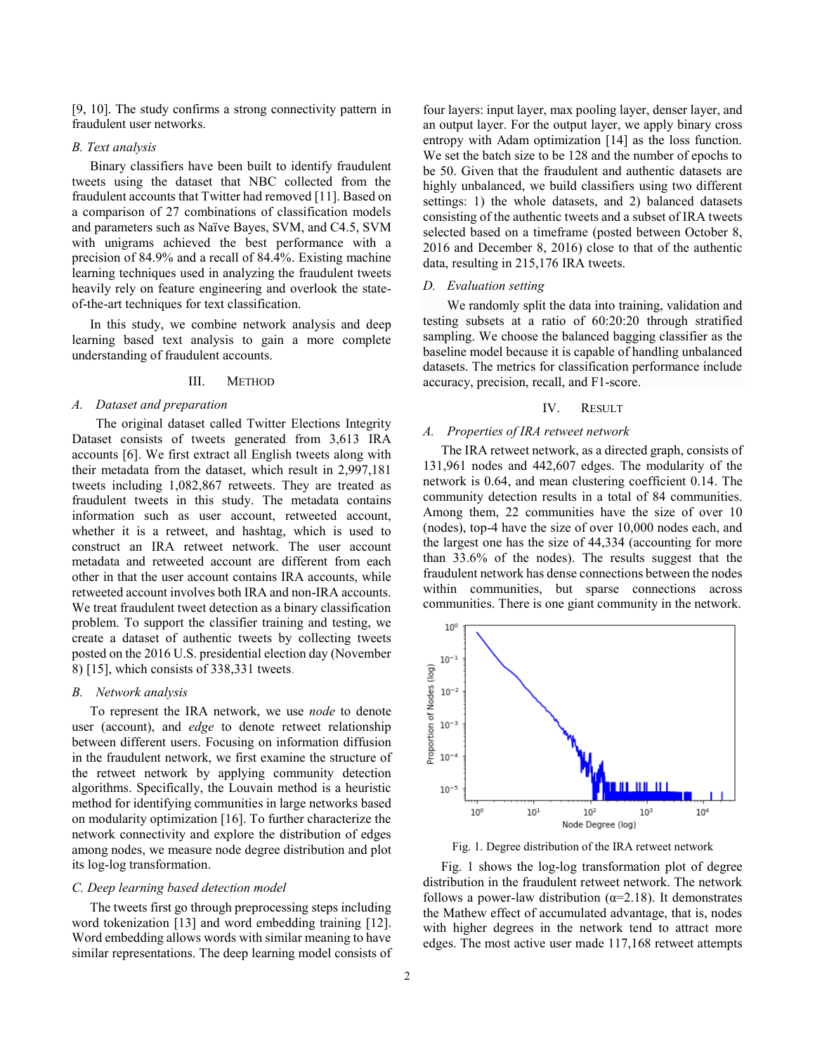[9, 10]. The study confirms a strong connectivity pattern in fraudulent user networks.

### B. Text analysis

Binary classifiers have been built to identify fraudulent tweets using the dataset that NBC collected from the fraudulent accounts that Twitter had removed [11]. Based on a comparison of 27 combinations of classification models and parameters such as Naïve Bayes, SVM, and C4.5, SVM with unigrams achieved the best performance with a precision of 84.9% and a recall of 84.4%. Existing machine learning techniques used in analyzing the fraudulent tweets heavily rely on feature engineering and overlook the state-of-the-art techniques for text classification.

In this study, we combine network analysis and deep learning based text analysis to gain a more complete understanding of fraudulent accounts.

## III. Method

### A. Dataset and preparation

The original dataset called Twitter Elections Integrity Dataset consists of tweets generated from 3,613 IRA accounts [6]. We first extract all English tweets along with their metadata from the dataset, which result in 2,997,181 tweets including 1,082,867 retweets. They are treated as fraudulent tweets in this study. The metadata contains information such as user account, retweeted account, whether it is a retweet, and hashtag, which is used to construct an IRA retweet network. The user account metadata and retweeted account are different from each other in that the user account contains IRA accounts, while retweeted account involves both IRA and non-IRA accounts. We treat fraudulent tweet detection as a binary classification problem. To support the classifier training and testing, we create a dataset of authentic tweets by collecting tweets posted on the 2016 U.S. presidential election day (November 8) [15], which consists of 338,331 tweets.

### B. Network analysis

To represent the IRA network, we use *node* to denote user (account), and *edge* to denote retweet relationship between different users. Focusing on information diffusion in the fraudulent network, we first examine the structure of the retweet network by applying community detection algorithms. Specifically, the Louvain method is a heuristic method for identifying communities in large networks based on modularity optimization [16]. To further characterize the network connectivity and explore the distribution of edges among nodes, we measure node degree distribution and plot its log-log transformation.

### C. Deep learning based detection model

The tweets first go through preprocessing steps including word tokenization [13] and word embedding training [12]. Word embedding allows words with similar meaning to have similar representations. The deep learning model consists of four layers: input layer, max pooling layer, denser layer, and an output layer. For the output layer, we apply binary cross entropy with Adam optimization [14] as the loss function. We set the batch size to be 128 and the number of epochs to be 50. Given that the fraudulent and authentic datasets are highly unbalanced, we build classifiers using two different settings: 1) the whole datasets, and 2) balanced datasets consisting of the authentic tweets and a subset of IRA tweets selected based on a timeframe (posted between October 8, 2016 and December 8, 2016) close to that of the authentic data, resulting in 215,176 IRA tweets.

### D. Evaluation setting

We randomly split the data into training, validation and testing subsets at a ratio of 60:20:20 through stratified sampling. We choose the balanced bagging classifier as the baseline model because it is capable of handling unbalanced datasets. The metrics for classification performance include accuracy, precision, recall, and F1-score.

## IV. Result

### A. Properties of IRA retweet network

The IRA retweet network, as a directed graph, consists of 131,961 nodes and 442,607 edges. The modularity of the network is 0.64, and mean clustering coefficient 0.14. The community detection results in a total of 84 communities. Among them, 22 communities have the size of over 10 (nodes), top-4 have the size of over 10,000 nodes each, and the largest one has the size of 44,334 (accounting for more than 33.6% of the nodes). The results suggest that the fraudulent network has dense connections between the nodes within communities, but sparse connections across communities. There is one giant community in the network.

Fig. 1. Degree distribution of the IRA retweet network

Fig. 1 shows the log-log transformation plot of degree distribution in the fraudulent retweet network. The network follows a power-law distribution ($\alpha$=2.18). It demonstrates the Mathew effect of accumulated advantage, that is, nodes with higher degrees in the network tend to attract more edges. The most active user made 117,168 retweet attempts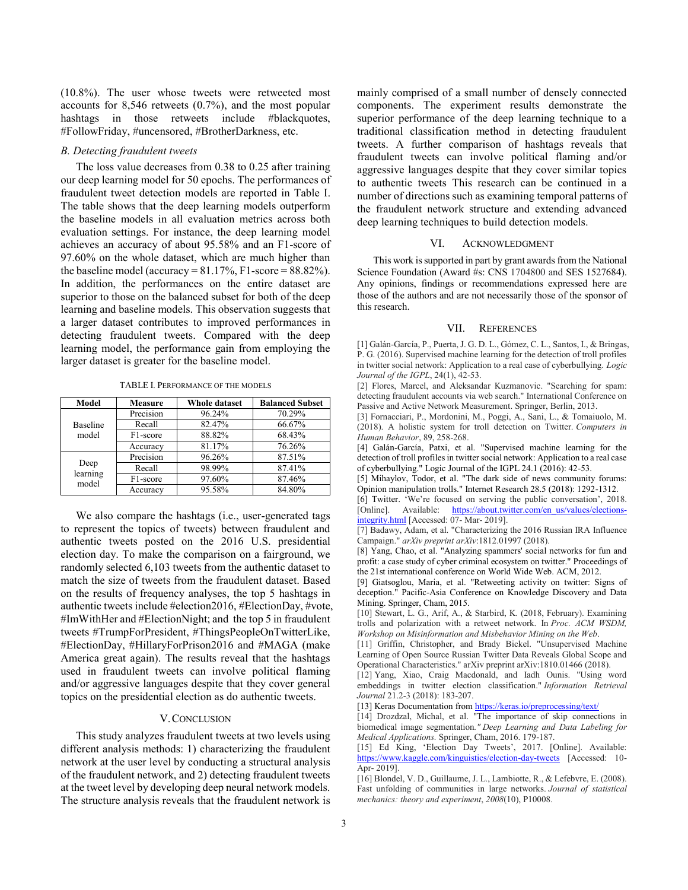(10.8%). The user whose tweets were retweeted most accounts for 8,546 retweets (0.7%), and the most popular hashtags in those retweets include #blackquotes, #FollowFriday, #uncensored, #BrotherDarkness, etc.

### *B. Detecting fraudulent tweets*

The loss value decreases from 0.38 to 0.25 after training our deep learning model for 50 epochs. The performances of fraudulent tweet detection models are reported in Table I. The table shows that the deep learning models outperform the baseline models in all evaluation metrics across both evaluation settings. For instance, the deep learning model achieves an accuracy of about 95.58% and an F1-score of 97.60% on the whole dataset, which are much higher than the baseline model (accuracy = 81.17%, F1-score = 88.82%). In addition, the performances on the entire dataset are superior to those on the balanced subset for both of the deep learning and baseline models. This observation suggests that a larger dataset contributes to improved performances in detecting fraudulent tweets. Compared with the deep learning model, the performance gain from employing the larger dataset is greater for the baseline model.

TABLE I. PERFORMANCE OF THE MODELS

| Model | Measure | Whole dataset | Balanced Subset |
|---|---|---|---|
| Baseline model | Precision | 96.24% | 70.29% |
| | Recall | 82.47% | 66.67% |
| | F1-score | 88.82% | 68.43% |
| | Accuracy | 81.17% | 76.26% |
| Deep learning model | Precision | 96.26% | 87.51% |
| | Recall | 98.99% | 87.41% |
| | F1-score | 97.60% | 87.46% |
| | Accuracy | 95.58% | 84.80% |

We also compare the hashtags (i.e., user-generated tags to represent the topics of tweets) between fraudulent and authentic tweets posted on the 2016 U.S. presidential election day. To make the comparison on a fairground, we randomly selected 6,103 tweets from the authentic dataset to match the size of tweets from the fraudulent dataset. Based on the results of frequency analyses, the top 5 hashtags in authentic tweets include #election2016, #ElectionDay, #vote, #ImWithHer and #ElectionNight; and the top 5 in fraudulent tweets #TrumpForPresident, #ThingsPeopleOnTwitterLike, #ElectionDay, #HillaryForPrison2016 and #MAGA (make America great again). The results reveal that the hashtags used in fraudulent tweets can involve political flaming and/or aggressive languages despite that they cover general topics on the presidential election as do authentic tweets.

## V. CONCLUSION

This study analyzes fraudulent tweets at two levels using different analysis methods: 1) characterizing the fraudulent network at the user level by conducting a structural analysis of the fraudulent network, and 2) detecting fraudulent tweets at the tweet level by developing deep neural network models. The structure analysis reveals that the fraudulent network is mainly comprised of a small number of densely connected components. The experiment results demonstrate the superior performance of the deep learning technique to a traditional classification method in detecting fraudulent tweets. A further comparison of hashtags reveals that fraudulent tweets can involve political flaming and/or aggressive languages despite that they cover similar topics to authentic tweets This research can be continued in a number of directions such as examining temporal patterns of the fraudulent network structure and extending advanced deep learning techniques to build detection models.

## VI. ACKNOWLEDGMENT

This work is supported in part by grant awards from the National Science Foundation (Award #s: CNS 1704800 and SES 1527684). Any opinions, findings or recommendations expressed here are those of the authors and are not necessarily those of the sponsor of this research.

## VII. REFERENCES

[1] Galán-García, P., Puerta, J. G. D. L., Gómez, C. L., Santos, I., & Bringas, P. G. (2016). Supervised machine learning for the detection of troll profiles in twitter social network: Application to a real case of cyberbullying. *Logic Journal of the IGPL*, 24(1), 42-53.

[2] Flores, Marcel, and Aleksandar Kuzmanovic. "Searching for spam: detecting fraudulent accounts via web search." International Conference on Passive and Active Network Measurement. Springer, Berlin, 2013.

[3] Fornacciari, P., Mordonini, M., Poggi, A., Sani, L., & Tomaiuolo, M. (2018). A holistic system for troll detection on Twitter. *Computers in Human Behavior*, 89, 258-268.

[4] Galán-García, Patxi, et al. "Supervised machine learning for the detection of troll profiles in twitter social network: Application to a real case of cyberbullying." Logic Journal of the IGPL 24.1 (2016): 42-53.

[5] Mihaylov, Todor, et al. "The dark side of news community forums: Opinion manipulation trolls." Internet Research 28.5 (2018): 1292-1312.

[6] Twitter. 'We're focused on serving the public conversation', 2018. [Online]. Available: https://about.twitter.com/en_us/values/elections-integrity.html [Accessed: 07- Mar- 2019].

[7] Badawy, Adam, et al. "Characterizing the 2016 Russian IRA Influence Campaign." *arXiv preprint arXiv*:1812.01997 (2018).

[8] Yang, Chao, et al. "Analyzing spammers' social networks for fun and profit: a case study of cyber criminal ecosystem on twitter." Proceedings of the 21st international conference on World Wide Web. ACM, 2012.

[9] Giatsoglou, Maria, et al. "Retweeting activity on twitter: Signs of deception." Pacific-Asia Conference on Knowledge Discovery and Data Mining. Springer, Cham, 2015.

[10] Stewart, L. G., Arif, A., & Starbird, K. (2018, February). Examining trolls and polarization with a retweet network. In *Proc. ACM WSDM, Workshop on Misinformation and Misbehavior Mining on the Web*.

[11] Griffin, Christopher, and Brady Bickel. "Unsupervised Machine Learning of Open Source Russian Twitter Data Reveals Global Scope and Operational Characteristics." arXiv preprint arXiv:1810.01466 (2018).

[12] Yang, Xiao, Craig Macdonald, and Iadh Ounis. "Using word embeddings in twitter election classification." *Information Retrieval Journal* 21.2-3 (2018): 183-207.

[13] Keras Documentation from https://keras.io/preprocessing/text/

[14] Drozdzal, Michal, et al. "The importance of skip connections in biomedical image segmentation." *Deep Learning and Data Labeling for Medical Applications.* Springer, Cham, 2016. 179-187.

[15] Ed King, 'Election Day Tweets', 2017. [Online]. Available: https://www.kaggle.com/kinguistics/election-day-tweets [Accessed: 10-Apr- 2019].

[16] Blondel, V. D., Guillaume, J. L., Lambiotte, R., & Lefebvre, E. (2008). Fast unfolding of communities in large networks. *Journal of statistical mechanics: theory and experiment*, *2008*(10), P10008.